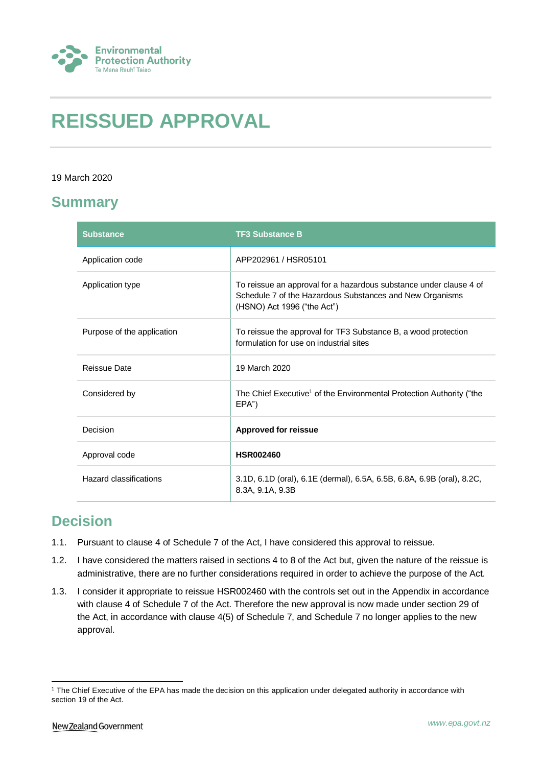# REISSUED APPROVAL

19 March 2020

## Summary

| Substance | TF3 Substance B |
|---|---|
| Application code | APP202961 / HSR05101 |
| Application type | To reissue an approval for a hazardous substance under clause 4 of Schedule 7 of the Hazardous Substances and New Organisms (HSNO) Act 1996 ("the Act") |
| Purpose of the application | To reissue the approval for TF3 Substance B, a wood protection formulation for use on industrial sites |
| Reissue Date | 19 March 2020 |
| Considered by | The Chief Executive[1] of the Environmental Protection Authority ("the EPA") |
| Decision | **Approved for reissue** |
| Approval code | **HSR002460** |
| Hazard classifications | 3.1D, 6.1D (oral), 6.1E (dermal), 6.5A, 6.5B, 6.8A, 6.9B (oral), 8.2C, 8.3A, 9.1A, 9.3B |

## Decision

1.1. Pursuant to clause 4 of Schedule 7 of the Act, I have considered this approval to reissue.

1.2. I have considered the matters raised in sections 4 to 8 of the Act but, given the nature of the reissue is administrative, there are no further considerations required in order to achieve the purpose of the Act.

1.3. I consider it appropriate to reissue HSR002460 with the controls set out in the Appendix in accordance with clause 4 of Schedule 7 of the Act. Therefore the new approval is now made under section 29 of the Act, in accordance with clause 4(5) of Schedule 7, and Schedule 7 no longer applies to the new approval.

[1] The Chief Executive of the EPA has made the decision on this application under delegated authority in accordance with section 19 of the Act.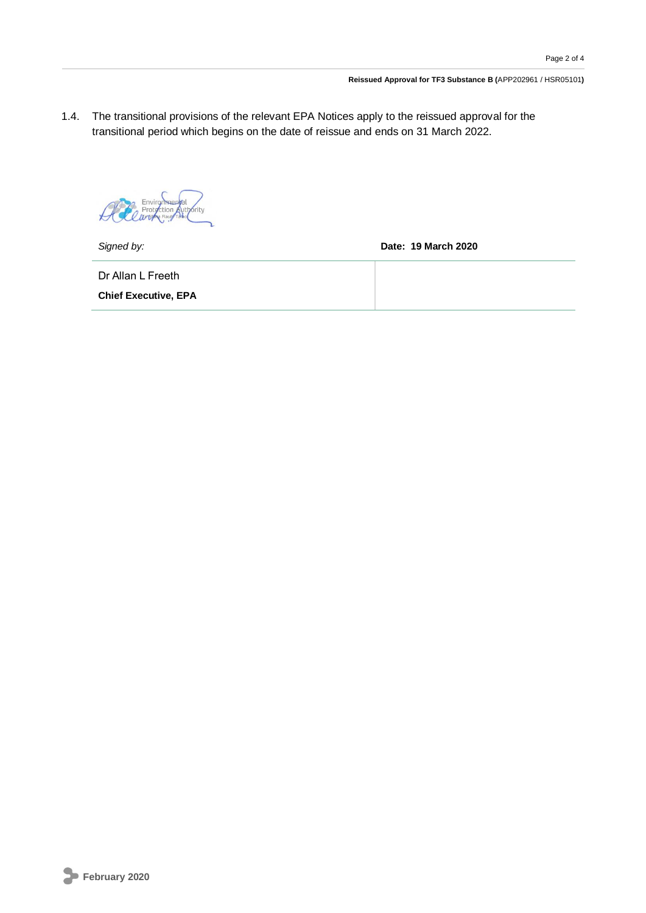1.4. The transitional provisions of the relevant EPA Notices apply to the reissued approval for the transitional period which begins on the date of reissue and ends on 31 March 2022.

| *Signed by:* | **Date: 19 March 2020** |
| --- | --- |
| Dr Allan L Freeth<br>**Chief Executive, EPA** | |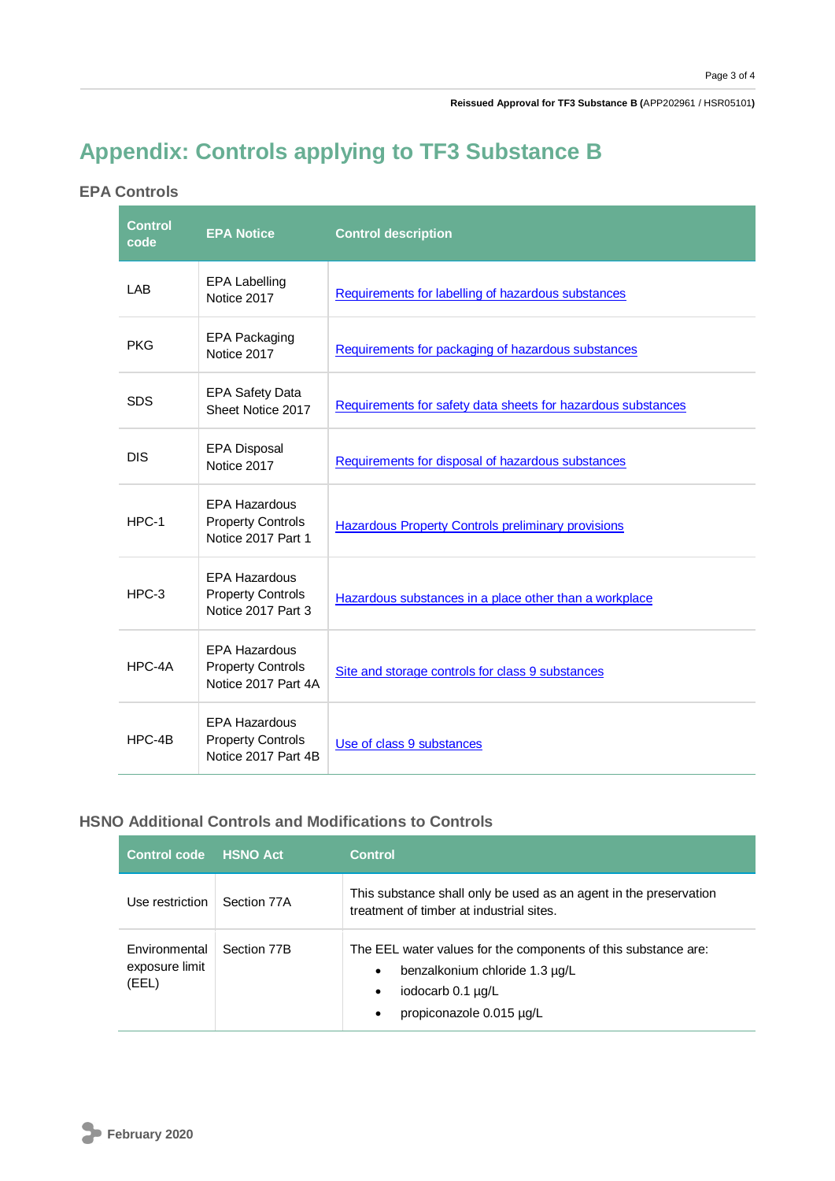# Appendix: Controls applying to TF3 Substance B

## EPA Controls

| Control code | EPA Notice | Control description |
|---|---|---|
| LAB | EPA Labelling Notice 2017 | Requirements for labelling of hazardous substances |
| PKG | EPA Packaging Notice 2017 | Requirements for packaging of hazardous substances |
| SDS | EPA Safety Data Sheet Notice 2017 | Requirements for safety data sheets for hazardous substances |
| DIS | EPA Disposal Notice 2017 | Requirements for disposal of hazardous substances |
| HPC-1 | EPA Hazardous Property Controls Notice 2017 Part 1 | Hazardous Property Controls preliminary provisions |
| HPC-3 | EPA Hazardous Property Controls Notice 2017 Part 3 | Hazardous substances in a place other than a workplace |
| HPC-4A | EPA Hazardous Property Controls Notice 2017 Part 4A | Site and storage controls for class 9 substances |
| HPC-4B | EPA Hazardous Property Controls Notice 2017 Part 4B | Use of class 9 substances |

## HSNO Additional Controls and Modifications to Controls

| Control code | HSNO Act | Control |
|---|---|---|
| Use restriction | Section 77A | This substance shall only be used as an agent in the preservation treatment of timber at industrial sites. |
| Environmental exposure limit (EEL) | Section 77B | The EEL water values for the components of this substance are:<br>• benzalkonium chloride 1.3 µg/L<br>• iodocarb 0.1 µg/L<br>• propiconazole 0.015 µg/L |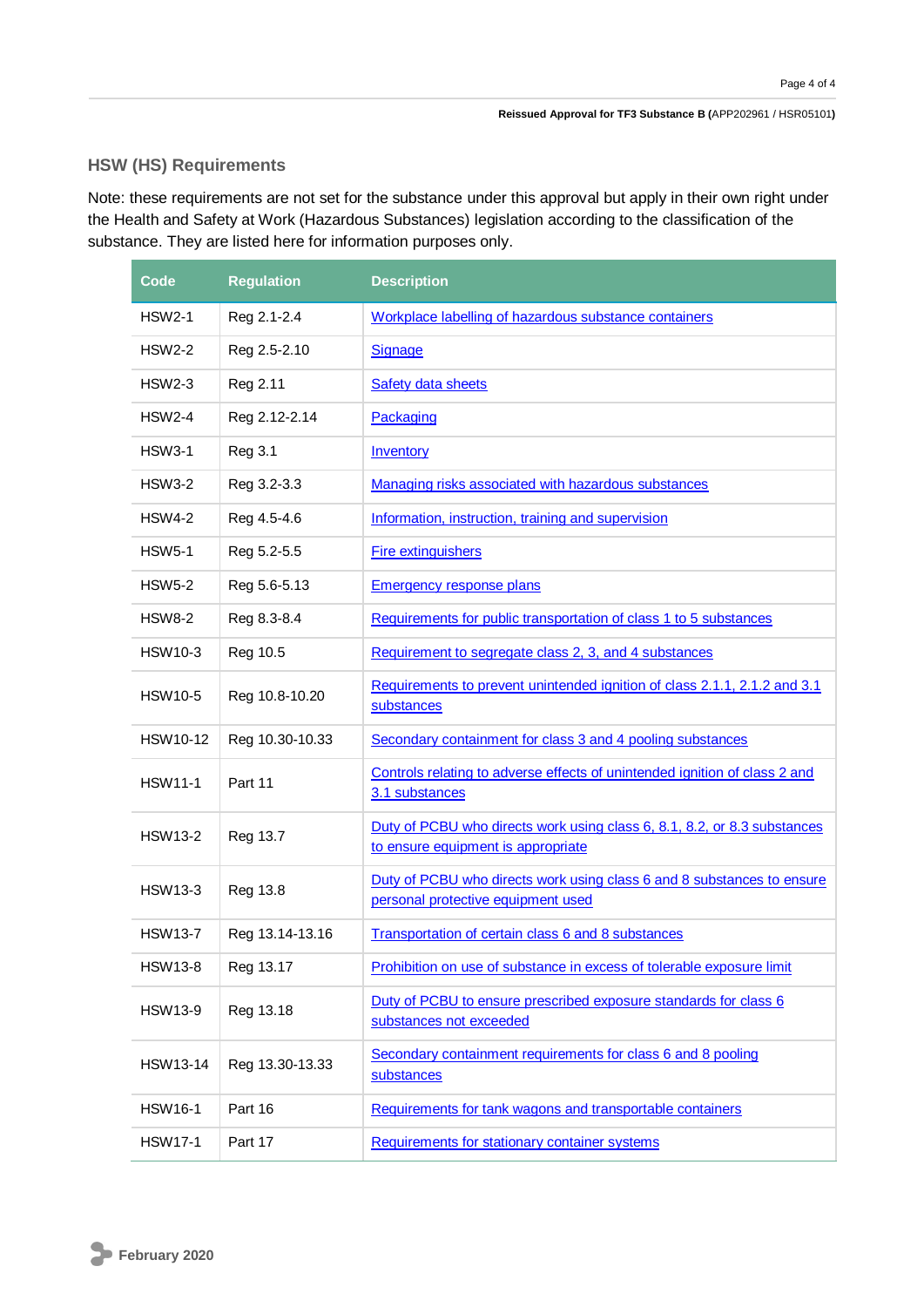## HSW (HS) Requirements

Note: these requirements are not set for the substance under this approval but apply in their own right under the Health and Safety at Work (Hazardous Substances) legislation according to the classification of the substance. They are listed here for information purposes only.

| Code | Regulation | Description |
|---|---|---|
| HSW2-1 | Reg 2.1-2.4 | Workplace labelling of hazardous substance containers |
| HSW2-2 | Reg 2.5-2.10 | Signage |
| HSW2-3 | Reg 2.11 | Safety data sheets |
| HSW2-4 | Reg 2.12-2.14 | Packaging |
| HSW3-1 | Reg 3.1 | Inventory |
| HSW3-2 | Reg 3.2-3.3 | Managing risks associated with hazardous substances |
| HSW4-2 | Reg 4.5-4.6 | Information, instruction, training and supervision |
| HSW5-1 | Reg 5.2-5.5 | Fire extinguishers |
| HSW5-2 | Reg 5.6-5.13 | Emergency response plans |
| HSW8-2 | Reg 8.3-8.4 | Requirements for public transportation of class 1 to 5 substances |
| HSW10-3 | Reg 10.5 | Requirement to segregate class 2, 3, and 4 substances |
| HSW10-5 | Reg 10.8-10.20 | Requirements to prevent unintended ignition of class 2.1.1, 2.1.2 and 3.1 substances |
| HSW10-12 | Reg 10.30-10.33 | Secondary containment for class 3 and 4 pooling substances |
| HSW11-1 | Part 11 | Controls relating to adverse effects of unintended ignition of class 2 and 3.1 substances |
| HSW13-2 | Reg 13.7 | Duty of PCBU who directs work using class 6, 8.1, 8.2, or 8.3 substances to ensure equipment is appropriate |
| HSW13-3 | Reg 13.8 | Duty of PCBU who directs work using class 6 and 8 substances to ensure personal protective equipment used |
| HSW13-7 | Reg 13.14-13.16 | Transportation of certain class 6 and 8 substances |
| HSW13-8 | Reg 13.17 | Prohibition on use of substance in excess of tolerable exposure limit |
| HSW13-9 | Reg 13.18 | Duty of PCBU to ensure prescribed exposure standards for class 6 substances not exceeded |
| HSW13-14 | Reg 13.30-13.33 | Secondary containment requirements for class 6 and 8 pooling substances |
| HSW16-1 | Part 16 | Requirements for tank wagons and transportable containers |
| HSW17-1 | Part 17 | Requirements for stationary container systems |